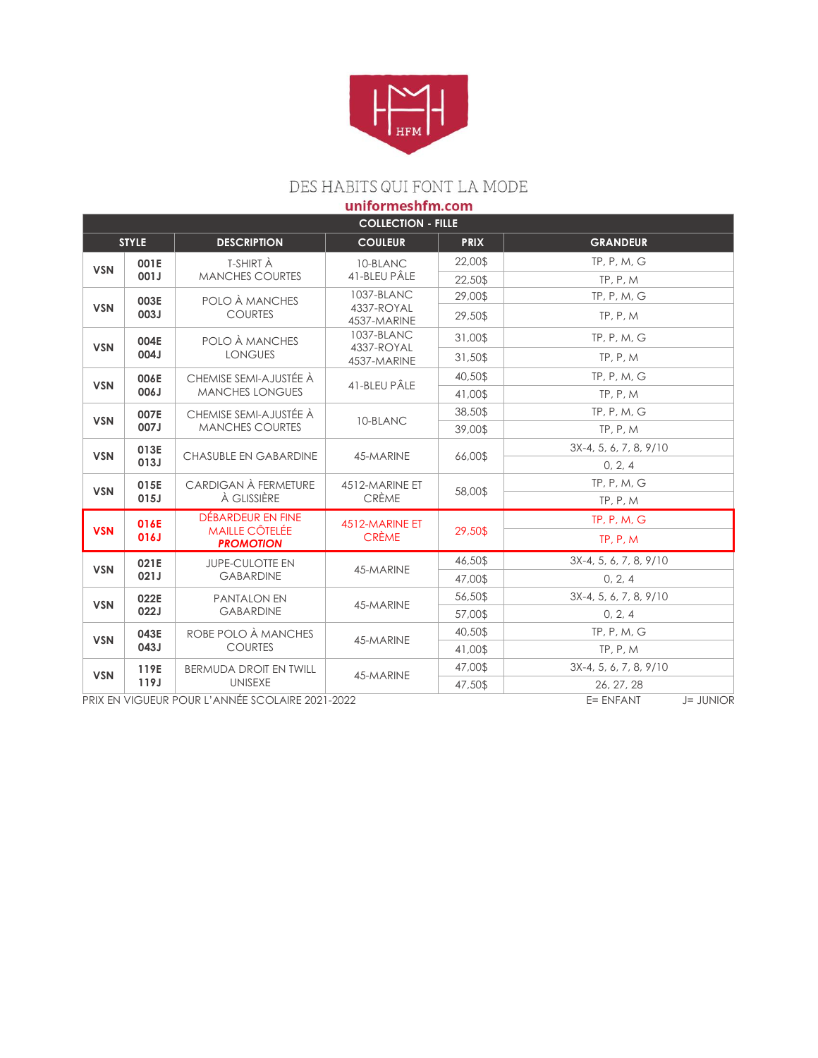HFM

DES HABITS QUI FONT LA MODE

**uniformeshfm.com**

| COLLECTION - FILLE | | | | | |
|---|---|---|---|---|---|
| **STYLE** | | **DESCRIPTION** | **COULEUR** | **PRIX** | **GRANDEUR** |
| **VSN** | **001E** | T-SHIRT À MANCHES COURTES | 10-BLANC 41-BLEU PÂLE | 22,00$ | TP, P, M, G |
| | **001J** | | | 22,50$ | TP, P, M |
| **VSN** | **003E** | POLO À MANCHES COURTES | 1037-BLANC 4337-ROYAL 4537-MARINE | 29,00$ | TP, P, M, G |
| | **003J** | | | 29,50$ | TP, P, M |
| **VSN** | **004E** | POLO À MANCHES LONGUES | 1037-BLANC 4337-ROYAL 4537-MARINE | 31,00$ | TP, P, M, G |
| | **004J** | | | 31,50$ | TP, P, M |
| **VSN** | **006E** | CHEMISE SEMI-AJUSTÉE À MANCHES LONGUES | 41-BLEU PÂLE | 40,50$ | TP, P, M, G |
| | **006J** | | | 41,00$ | TP, P, M |
| **VSN** | **007E** | CHEMISE SEMI-AJUSTÉE À MANCHES COURTES | 10-BLANC | 38,50$ | TP, P, M, G |
| | **007J** | | | 39,00$ | TP, P, M |
| **VSN** | **013E** | CHASUBLE EN GABARDINE | 45-MARINE | 66,00$ | 3X-4, 5, 6, 7, 8, 9/10 |
| | **013J** | | | | 0, 2, 4 |
| **VSN** | **015E** | CARDIGAN À FERMETURE À GLISSIÈRE | 4512-MARINE ET CRÈME | 58,00$ | TP, P, M, G |
| | **015J** | | | | TP, P, M |
| **VSN** | **016E** | DÉBARDEUR EN FINE MAILLE CÔTELÉE ***PROMOTION*** | 4512-MARINE ET CRÈME | 29,50$ | TP, P, M, G |
| | **016J** | | | | TP, P, M |
| **VSN** | **021E** | JUPE-CULOTTE EN GABARDINE | 45-MARINE | 46,50$ | 3X-4, 5, 6, 7, 8, 9/10 |
| | **021J** | | | 47,00$ | 0, 2, 4 |
| **VSN** | **022E** | PANTALON EN GABARDINE | 45-MARINE | 56,50$ | 3X-4, 5, 6, 7, 8, 9/10 |
| | **022J** | | | 57,00$ | 0, 2, 4 |
| **VSN** | **043E** | ROBE POLO À MANCHES COURTES | 45-MARINE | 40,50$ | TP, P, M, G |
| | **043J** | | | 41,00$ | TP, P, M |
| **VSN** | **119E** | BERMUDA DROIT EN TWILL UNISEXE | 45-MARINE | 47,00$ | 3X-4, 5, 6, 7, 8, 9/10 |
| | **119J** | | | 47,50$ | 26, 27, 28 |

PRIX EN VIGUEUR POUR L'ANNÉE SCOLAIRE 2021-2022    E= ENFANT    J= JUNIOR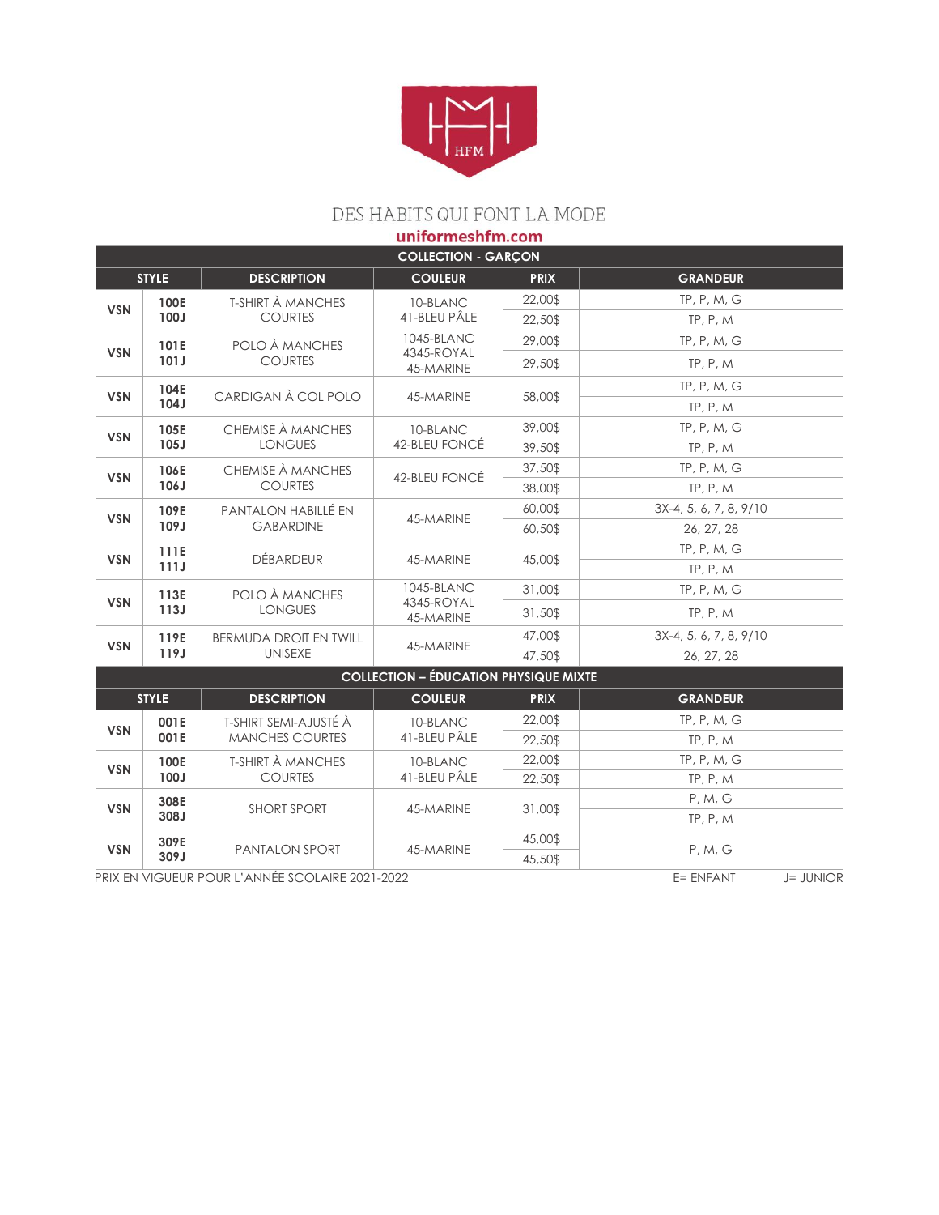HFM

DES HABITS QUI FONT LA MODE

**uniformeshfm.com**

| STYLE | | DESCRIPTION | COULEUR | PRIX | GRANDEUR |
|---|---|---|---|---|---|
| **COLLECTION - GARÇON** | | | | | |
| VSN | 100E | T-SHIRT À MANCHES COURTES | 10-BLANC<br>41-BLEU PÂLE | 22,00$ | TP, P, M, G |
| | 100J | | | 22,50$ | TP, P, M |
| VSN | 101E | POLO À MANCHES COURTES | 1045-BLANC<br>4345-ROYAL<br>45-MARINE | 29,00$ | TP, P, M, G |
| | 101J | | | 29,50$ | TP, P, M |
| VSN | 104E | CARDIGAN À COL POLO | 45-MARINE | 58,00$ | TP, P, M, G |
| | 104J | | | | TP, P, M |
| VSN | 105E | CHEMISE À MANCHES LONGUES | 10-BLANC<br>42-BLEU FONCÉ | 39,00$ | TP, P, M, G |
| | 105J | | | 39,50$ | TP, P, M |
| VSN | 106E | CHEMISE À MANCHES COURTES | 42-BLEU FONCÉ | 37,50$ | TP, P, M, G |
| | 106J | | | 38,00$ | TP, P, M |
| VSN | 109E | PANTALON HABILLÉ EN GABARDINE | 45-MARINE | 60,00$ | 3X-4, 5, 6, 7, 8, 9/10 |
| | 109J | | | 60,50$ | 26, 27, 28 |
| VSN | 111E | DÉBARDEUR | 45-MARINE | 45,00$ | TP, P, M, G |
| | 111J | | | | TP, P, M |
| VSN | 113E | POLO À MANCHES LONGUES | 1045-BLANC<br>4345-ROYAL<br>45-MARINE | 31,00$ | TP, P, M, G |
| | 113J | | | 31,50$ | TP, P, M |
| VSN | 119E | BERMUDA DROIT EN TWILL UNISEXE | 45-MARINE | 47,00$ | 3X-4, 5, 6, 7, 8, 9/10 |
| | 119J | | | 47,50$ | 26, 27, 28 |
| **COLLECTION – ÉDUCATION PHYSIQUE MIXTE** | | | | | |
| **STYLE** | | **DESCRIPTION** | **COULEUR** | **PRIX** | **GRANDEUR** |
| VSN | 001E | T-SHIRT SEMI-AJUSTÉ À MANCHES COURTES | 10-BLANC<br>41-BLEU PÂLE | 22,00$ | TP, P, M, G |
| | 001E | | | 22,50$ | TP, P, M |
| VSN | 100E | T-SHIRT À MANCHES COURTES | 10-BLANC<br>41-BLEU PÂLE | 22,00$ | TP, P, M, G |
| | 100J | | | 22,50$ | TP, P, M |
| VSN | 308E | SHORT SPORT | 45-MARINE | 31,00$ | P, M, G |
| | 308J | | | | TP, P, M |
| VSN | 309E | PANTALON SPORT | 45-MARINE | 45,00$ | P, M, G |
| | 309J | | | 45,50$ | |

PRIX EN VIGUEUR POUR L'ANNÉE SCOLAIRE 2021-2022 E= ENFANT J= JUNIOR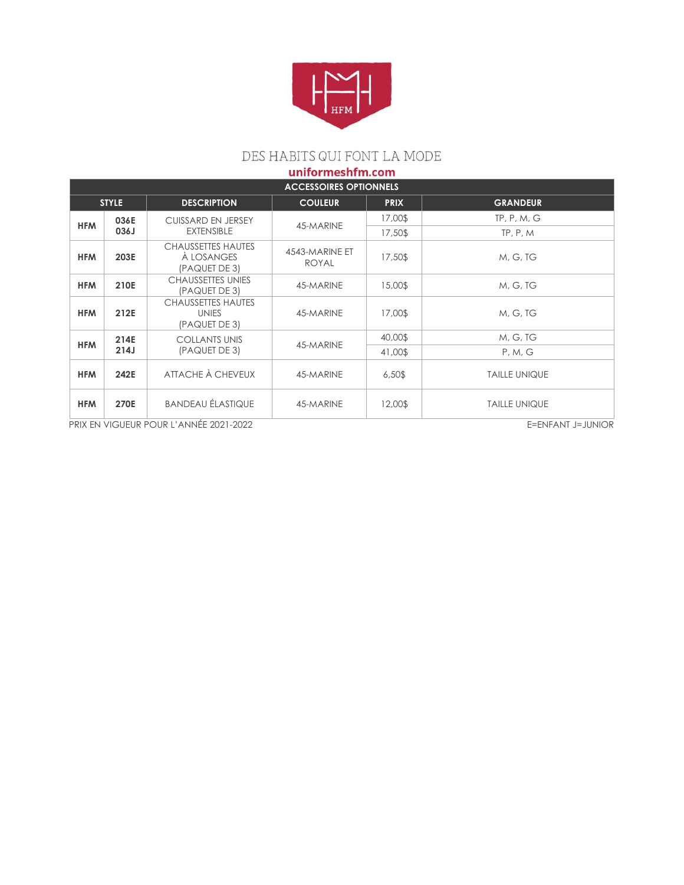HFM

DES HABITS QUI FONT LA MODE

**uniformeshfm.com**

| ACCESSOIRES OPTIONNELS | | | | | |
|---|---|---|---|---|---|
| **STYLE** | | **DESCRIPTION** | **COULEUR** | **PRIX** | **GRANDEUR** |
| **HFM** | **036E** | CUISSARD EN JERSEY EXTENSIBLE | 45-MARINE | 17,00$ | TP, P, M, G |
| | **036J** | | | 17,50$ | TP, P, M |
| **HFM** | **203E** | CHAUSSETTES HAUTES À LOSANGES (PAQUET DE 3) | 4543-MARINE ET ROYAL | 17,50$ | M, G, TG |
| **HFM** | **210E** | CHAUSSETTES UNIES (PAQUET DE 3) | 45-MARINE | 15,00$ | M, G, TG |
| **HFM** | **212E** | CHAUSSETTES HAUTES UNIES (PAQUET DE 3) | 45-MARINE | 17,00$ | M, G, TG |
| **HFM** | **214E** | COLLANTS UNIS (PAQUET DE 3) | 45-MARINE | 40,00$ | M, G, TG |
| | **214J** | | | 41,00$ | P, M, G |
| **HFM** | **242E** | ATTACHE À CHEVEUX | 45-MARINE | 6,50$ | TAILLE UNIQUE |
| **HFM** | **270E** | BANDEAU ÉLASTIQUE | 45-MARINE | 12,00$ | TAILLE UNIQUE |

PRIX EN VIGUEUR POUR L'ANNÉE 2021-2022

E=ENFANT J=JUNIOR